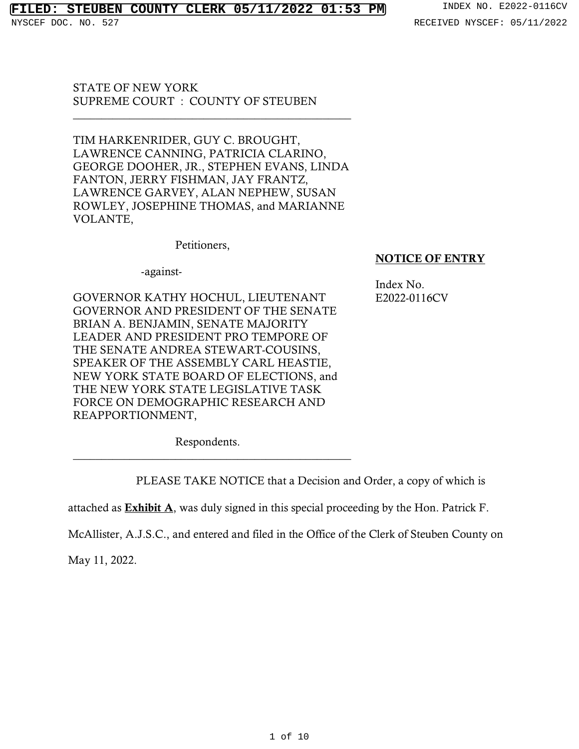FILED: STEUBEN COUNTY CLERK 05/11/2022 01:53 PM INDEX NO. E2022-0116CV

NYSCEF DOC. NO. 527 RECEIVED NYSCEF: 05/11/2022

STATE OF NEW YORK
SUPREME COURT : COUNTY OF STEUBEN

TIM HARKENRIDER, GUY C. BROUGHT, LAWRENCE CANNING, PATRICIA CLARINO, GEORGE DOOHER, JR., STEPHEN EVANS, LINDA FANTON, JERRY FISHMAN, JAY FRANTZ, LAWRENCE GARVEY, ALAN NEPHEW, SUSAN ROWLEY, JOSEPHINE THOMAS, and MARIANNE VOLANTE,

Petitioners,

-against-

GOVERNOR KATHY HOCHUL, LIEUTENANT GOVERNOR AND PRESIDENT OF THE SENATE BRIAN A. BENJAMIN, SENATE MAJORITY LEADER AND PRESIDENT PRO TEMPORE OF THE SENATE ANDREA STEWART-COUSINS, SPEAKER OF THE ASSEMBLY CARL HEASTIE, NEW YORK STATE BOARD OF ELECTIONS, and THE NEW YORK STATE LEGISLATIVE TASK FORCE ON DEMOGRAPHIC RESEARCH AND REAPPORTIONMENT,

Respondents.

**NOTICE OF ENTRY**

Index No.
E2022-0116CV

PLEASE TAKE NOTICE that a Decision and Order, a copy of which is attached as **Exhibit A**, was duly signed in this special proceeding by the Hon. Patrick F. McAllister, A.J.S.C., and entered and filed in the Office of the Clerk of Steuben County on May 11, 2022.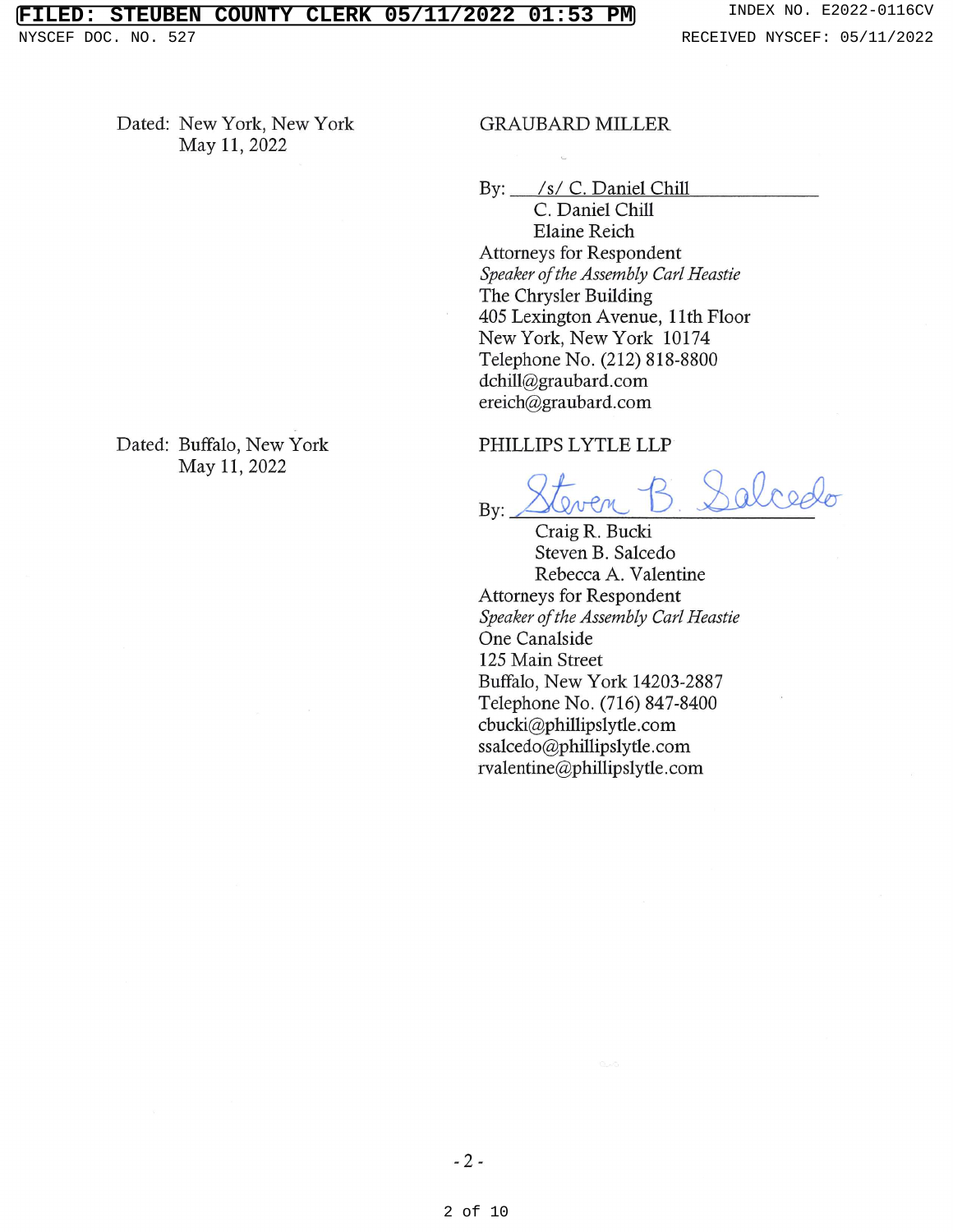Dated: New York, New York
May 11, 2022

GRAUBARD MILLER

By: /s/ C. Daniel Chill
C. Daniel Chill
Elaine Reich
Attorneys for Respondent
*Speaker of the Assembly Carl Heastie*
The Chrysler Building
405 Lexington Avenue, 11th Floor
New York, New York 10174
Telephone No. (212) 818-8800
dchill@graubard.com
ereich@graubard.com

Dated: Buffalo, New York
May 11, 2022

PHILLIPS LYTLE LLP

By: Steven B. Salcedo
Craig R. Bucki
Steven B. Salcedo
Rebecca A. Valentine
Attorneys for Respondent
*Speaker of the Assembly Carl Heastie*
One Canalside
125 Main Street
Buffalo, New York 14203-2887
Telephone No. (716) 847-8400
cbucki@phillipslytle.com
ssalcedo@phillipslytle.com
rvalentine@phillipslytle.com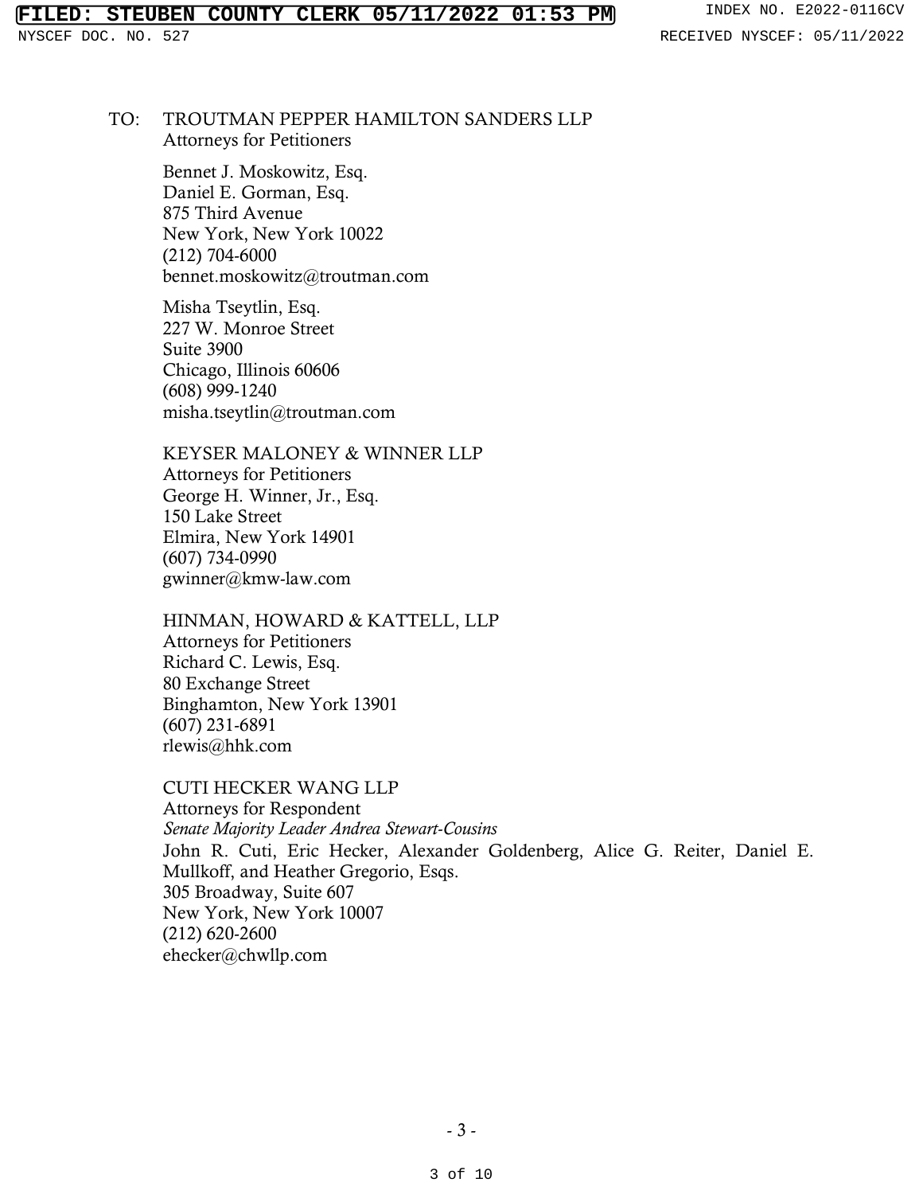TO: TROUTMAN PEPPER HAMILTON SANDERS LLP
Attorneys for Petitioners

Bennet J. Moskowitz, Esq.
Daniel E. Gorman, Esq.
875 Third Avenue
New York, New York 10022
(212) 704-6000
bennet.moskowitz@troutman.com

Misha Tseytlin, Esq.
227 W. Monroe Street
Suite 3900
Chicago, Illinois 60606
(608) 999-1240
misha.tseytlin@troutman.com

KEYSER MALONEY & WINNER LLP
Attorneys for Petitioners
George H. Winner, Jr., Esq.
150 Lake Street
Elmira, New York 14901
(607) 734-0990
gwinner@kmw-law.com

HINMAN, HOWARD & KATTELL, LLP
Attorneys for Petitioners
Richard C. Lewis, Esq.
80 Exchange Street
Binghamton, New York 13901
(607) 231-6891
rlewis@hhk.com

CUTI HECKER WANG LLP
Attorneys for Respondent
*Senate Majority Leader Andrea Stewart-Cousins*
John R. Cuti, Eric Hecker, Alexander Goldenberg, Alice G. Reiter, Daniel E. Mullkoff, and Heather Gregorio, Esqs.
305 Broadway, Suite 607
New York, New York 10007
(212) 620-2600
ehecker@chwllp.com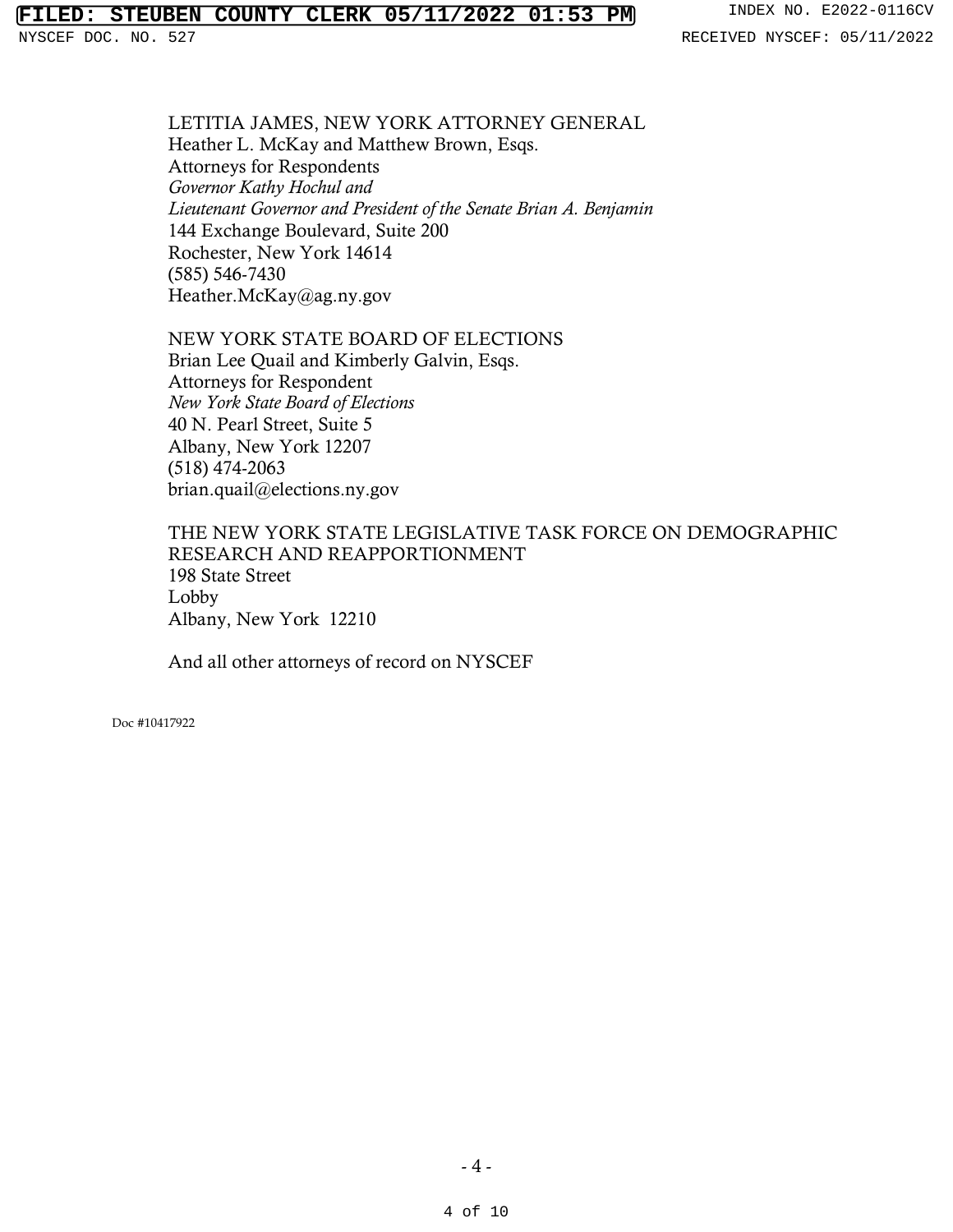LETITIA JAMES, NEW YORK ATTORNEY GENERAL
Heather L. McKay and Matthew Brown, Esqs.
Attorneys for Respondents
*Governor Kathy Hochul and*
*Lieutenant Governor and President of the Senate Brian A. Benjamin*
144 Exchange Boulevard, Suite 200
Rochester, New York 14614
(585) 546-7430
Heather.McKay@ag.ny.gov

NEW YORK STATE BOARD OF ELECTIONS
Brian Lee Quail and Kimberly Galvin, Esqs.
Attorneys for Respondent
*New York State Board of Elections*
40 N. Pearl Street, Suite 5
Albany, New York 12207
(518) 474-2063
brian.quail@elections.ny.gov

THE NEW YORK STATE LEGISLATIVE TASK FORCE ON DEMOGRAPHIC RESEARCH AND REAPPORTIONMENT
198 State Street
Lobby
Albany, New York 12210

And all other attorneys of record on NYSCEF

Doc #10417922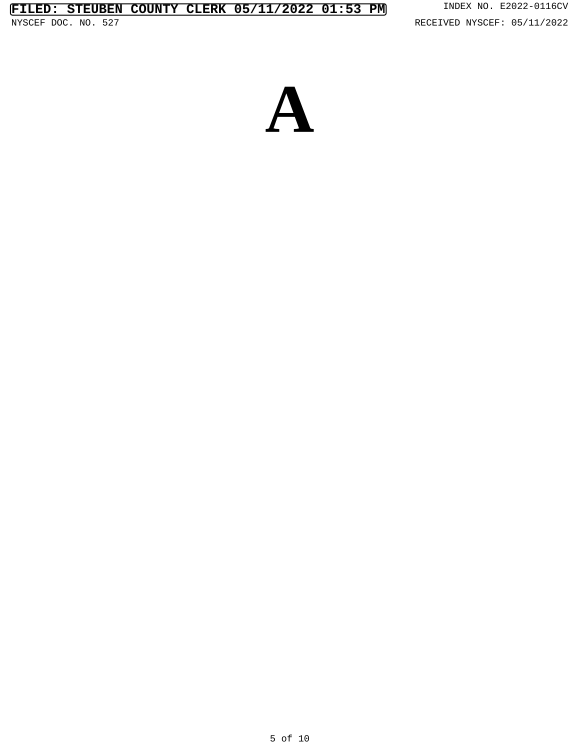# A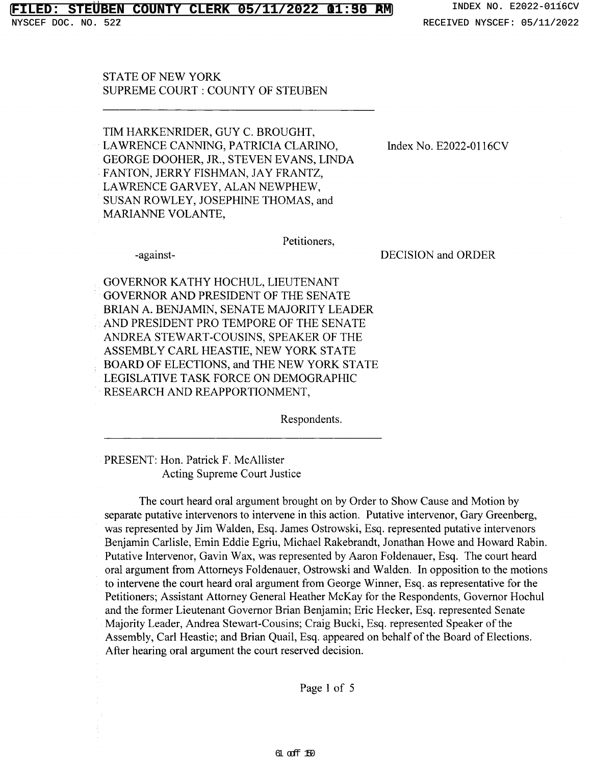STATE OF NEW YORK
SUPREME COURT : COUNTY OF STEUBEN

---

TIM HARKENRIDER, GUY C. BROUGHT, LAWRENCE CANNING, PATRICIA CLARINO, GEORGE DOOHER, JR., STEVEN EVANS, LINDA FANTON, JERRY FISHMAN, JAY FRANTZ, LAWRENCE GARVEY, ALAN NEWPHEW, SUSAN ROWLEY, JOSEPHINE THOMAS, and MARIANNE VOLANTE,

Index No. E2022-0116CV

Petitioners,

-against-

DECISION and ORDER

GOVERNOR KATHY HOCHUL, LIEUTENANT GOVERNOR AND PRESIDENT OF THE SENATE BRIAN A. BENJAMIN, SENATE MAJORITY LEADER AND PRESIDENT PRO TEMPORE OF THE SENATE ANDREA STEWART-COUSINS, SPEAKER OF THE ASSEMBLY CARL HEASTIE, NEW YORK STATE BOARD OF ELECTIONS, and THE NEW YORK STATE LEGISLATIVE TASK FORCE ON DEMOGRAPHIC RESEARCH AND REAPPORTIONMENT,

Respondents.

---

PRESENT: Hon. Patrick F. McAllister
Acting Supreme Court Justice

The court heard oral argument brought on by Order to Show Cause and Motion by separate putative intervenors to intervene in this action. Putative intervenor, Gary Greenberg, was represented by Jim Walden, Esq. James Ostrowski, Esq. represented putative intervenors Benjamin Carlisle, Emin Eddie Egriu, Michael Rakebrandt, Jonathan Howe and Howard Rabin. Putative Intervenor, Gavin Wax, was represented by Aaron Foldenauer, Esq. The court heard oral argument from Attorneys Foldenauer, Ostrowski and Walden. In opposition to the motions to intervene the court heard oral argument from George Winner, Esq. as representative for the Petitioners; Assistant Attorney General Heather McKay for the Respondents, Governor Hochul and the former Lieutenant Governor Brian Benjamin; Eric Hecker, Esq. represented Senate Majority Leader, Andrea Stewart-Cousins; Craig Bucki, Esq. represented Speaker of the Assembly, Carl Heastie; and Brian Quail, Esq. appeared on behalf of the Board of Elections. After hearing oral argument the court reserved decision.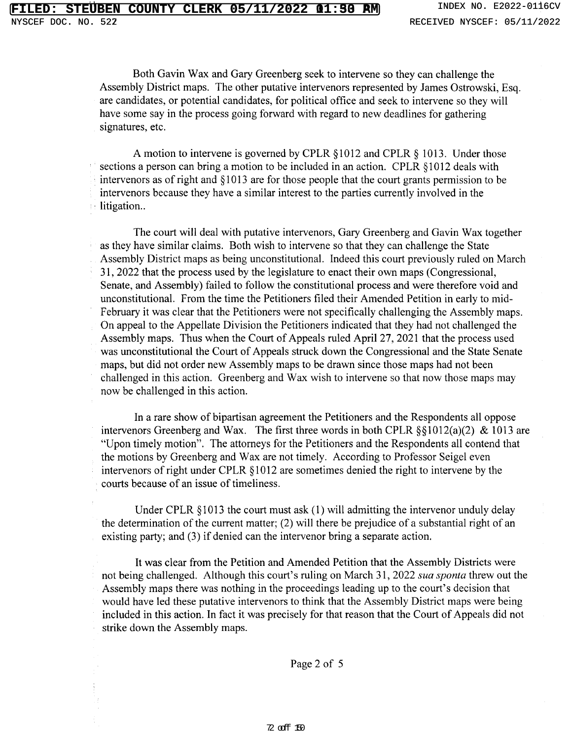Both Gavin Wax and Gary Greenberg seek to intervene so they can challenge the Assembly District maps. The other putative intervenors represented by James Ostrowski, Esq. are candidates, or potential candidates, for political office and seek to intervene so they will have some say in the process going forward with regard to new deadlines for gathering signatures, etc.

A motion to intervene is governed by CPLR §1012 and CPLR § 1013. Under those sections a person can bring a motion to be included in an action. CPLR §1012 deals with intervenors as of right and §1013 are for those people that the court grants permission to be intervenors because they have a similar interest to the parties currently involved in the litigation..

The court will deal with putative intervenors, Gary Greenberg and Gavin Wax together as they have similar claims. Both wish to intervene so that they can challenge the State Assembly District maps as being unconstitutional. Indeed this court previously ruled on March 31, 2022 that the process used by the legislature to enact their own maps (Congressional, Senate, and Assembly) failed to follow the constitutional process and were therefore void and unconstitutional. From the time the Petitioners filed their Amended Petition in early to mid-February it was clear that the Petitioners were not specifically challenging the Assembly maps. On appeal to the Appellate Division the Petitioners indicated that they had not challenged the Assembly maps. Thus when the Court of Appeals ruled April 27, 2021 that the process used was unconstitutional the Court of Appeals struck down the Congressional and the State Senate maps, but did not order new Assembly maps to be drawn since those maps had not been challenged in this action. Greenberg and Wax wish to intervene so that now those maps may now be challenged in this action.

In a rare show of bipartisan agreement the Petitioners and the Respondents all oppose intervenors Greenberg and Wax. The first three words in both CPLR §§1012(a)(2) & 1013 are "Upon timely motion". The attorneys for the Petitioners and the Respondents all contend that the motions by Greenberg and Wax are not timely. According to Professor Seigel even intervenors of right under CPLR §1012 are sometimes denied the right to intervene by the courts because of an issue of timeliness.

Under CPLR §1013 the court must ask (1) will admitting the intervenor unduly delay the determination of the current matter; (2) will there be prejudice of a substantial right of an existing party; and (3) if denied can the intervenor bring a separate action.

It was clear from the Petition and Amended Petition that the Assembly Districts were not being challenged. Although this court's ruling on March 31, 2022 *sua sponta* threw out the Assembly maps there was nothing in the proceedings leading up to the court's decision that would have led these putative intervenors to think that the Assembly District maps were being included in this action. In fact it was precisely for that reason that the Court of Appeals did not strike down the Assembly maps.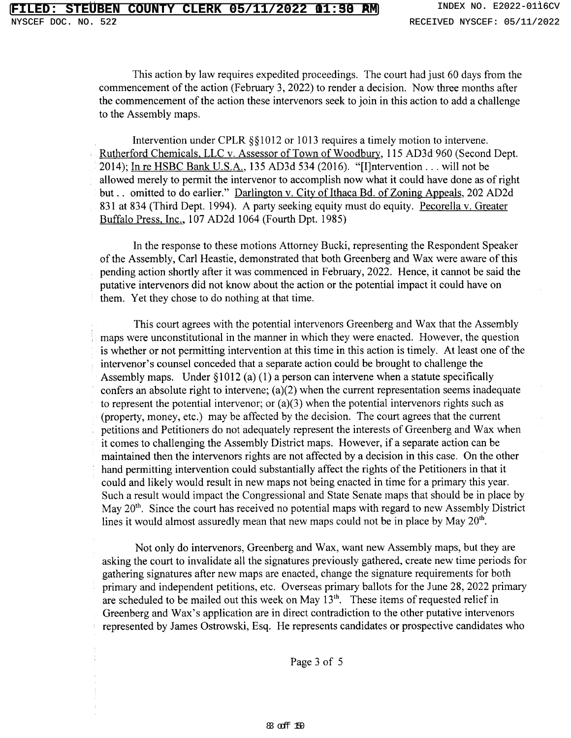This action by law requires expedited proceedings. The court had just 60 days from the commencement of the action (February 3, 2022) to render a decision. Now three months after the commencement of the action these intervenors seek to join in this action to add a challenge to the Assembly maps.

Intervention under CPLR §§1012 or 1013 requires a timely motion to intervene. Rutherford Chemicals, LLC v. Assessor of Town of Woodbury, 115 AD3d 960 (Second Dept. 2014); In re HSBC Bank U.S.A., 135 AD3d 534 (2016). "[I]ntervention . . . will not be allowed merely to permit the intervenor to accomplish now what it could have done as of right but . . omitted to do earlier." Darlington v. City of Ithaca Bd. of Zoning Appeals, 202 AD2d 831 at 834 (Third Dept. 1994). A party seeking equity must do equity. Pecorella v. Greater Buffalo Press, Inc., 107 AD2d 1064 (Fourth Dpt. 1985)

In the response to these motions Attorney Bucki, representing the Respondent Speaker of the Assembly, Carl Heastie, demonstrated that both Greenberg and Wax were aware of this pending action shortly after it was commenced in February, 2022. Hence, it cannot be said the putative intervenors did not know about the action or the potential impact it could have on them. Yet they chose to do nothing at that time.

This court agrees with the potential intervenors Greenberg and Wax that the Assembly maps were unconstitutional in the manner in which they were enacted. However, the question is whether or not permitting intervention at this time in this action is timely. At least one of the intervenor's counsel conceded that a separate action could be brought to challenge the Assembly maps. Under §1012 (a) (1) a person can intervene when a statute specifically confers an absolute right to intervene; (a)(2) when the current representation seems inadequate to represent the potential intervenor; or (a)(3) when the potential intervenors rights such as (property, money, etc.) may be affected by the decision. The court agrees that the current petitions and Petitioners do not adequately represent the interests of Greenberg and Wax when it comes to challenging the Assembly District maps. However, if a separate action can be maintained then the intervenors rights are not affected by a decision in this case. On the other hand permitting intervention could substantially affect the rights of the Petitioners in that it could and likely would result in new maps not being enacted in time for a primary this year. Such a result would impact the Congressional and State Senate maps that should be in place by May 20th. Since the court has received no potential maps with regard to new Assembly District lines it would almost assuredly mean that new maps could not be in place by May 20th.

Not only do intervenors, Greenberg and Wax, want new Assembly maps, but they are asking the court to invalidate all the signatures previously gathered, create new time periods for gathering signatures after new maps are enacted, change the signature requirements for both primary and independent petitions, etc. Overseas primary ballots for the June 28, 2022 primary are scheduled to be mailed out this week on May 13th. These items of requested relief in Greenberg and Wax's application are in direct contradiction to the other putative intervenors represented by James Ostrowski, Esq. He represents candidates or prospective candidates who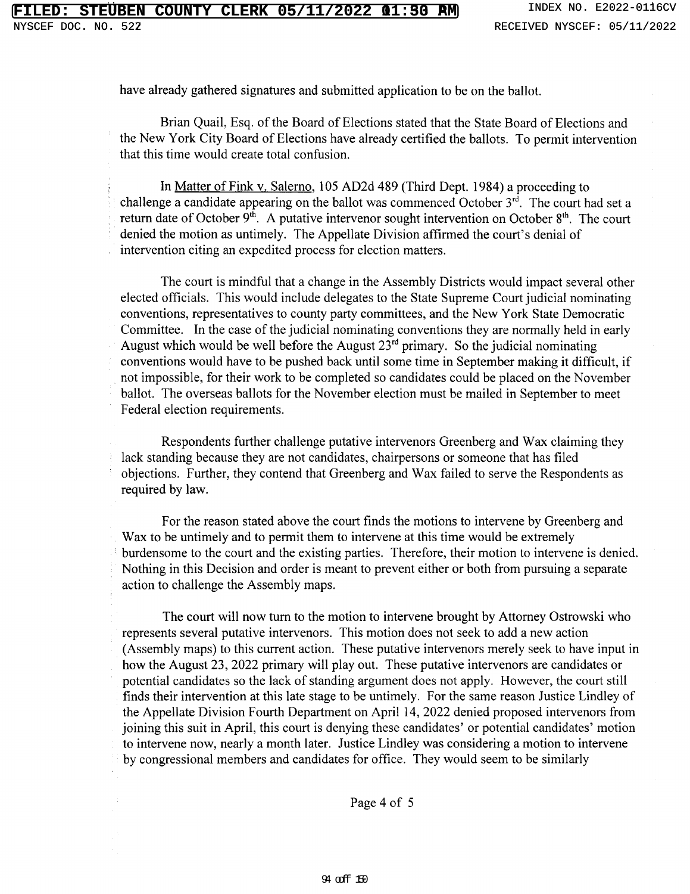have already gathered signatures and submitted application to be on the ballot.

Brian Quail, Esq. of the Board of Elections stated that the State Board of Elections and the New York City Board of Elections have already certified the ballots. To permit intervention that this time would create total confusion.

In Matter of Fink v. Salerno, 105 AD2d 489 (Third Dept. 1984) a proceeding to challenge a candidate appearing on the ballot was commenced October 3rd. The court had set a return date of October 9th. A putative intervenor sought intervention on October 8th. The court denied the motion as untimely. The Appellate Division affirmed the court's denial of intervention citing an expedited process for election matters.

The court is mindful that a change in the Assembly Districts would impact several other elected officials. This would include delegates to the State Supreme Court judicial nominating conventions, representatives to county party committees, and the New York State Democratic Committee. In the case of the judicial nominating conventions they are normally held in early August which would be well before the August 23rd primary. So the judicial nominating conventions would have to be pushed back until some time in September making it difficult, if not impossible, for their work to be completed so candidates could be placed on the November ballot. The overseas ballots for the November election must be mailed in September to meet Federal election requirements.

Respondents further challenge putative intervenors Greenberg and Wax claiming they lack standing because they are not candidates, chairpersons or someone that has filed objections. Further, they contend that Greenberg and Wax failed to serve the Respondents as required by law.

For the reason stated above the court finds the motions to intervene by Greenberg and Wax to be untimely and to permit them to intervene at this time would be extremely burdensome to the court and the existing parties. Therefore, their motion to intervene is denied. Nothing in this Decision and order is meant to prevent either or both from pursuing a separate action to challenge the Assembly maps.

The court will now turn to the motion to intervene brought by Attorney Ostrowski who represents several putative intervenors. This motion does not seek to add a new action (Assembly maps) to this current action. These putative intervenors merely seek to have input in how the August 23, 2022 primary will play out. These putative intervenors are candidates or potential candidates so the lack of standing argument does not apply. However, the court still finds their intervention at this late stage to be untimely. For the same reason Justice Lindley of the Appellate Division Fourth Department on April 14, 2022 denied proposed intervenors from joining this suit in April, this court is denying these candidates' or potential candidates' motion to intervene now, nearly a month later. Justice Lindley was considering a motion to intervene by congressional members and candidates for office. They would seem to be similarly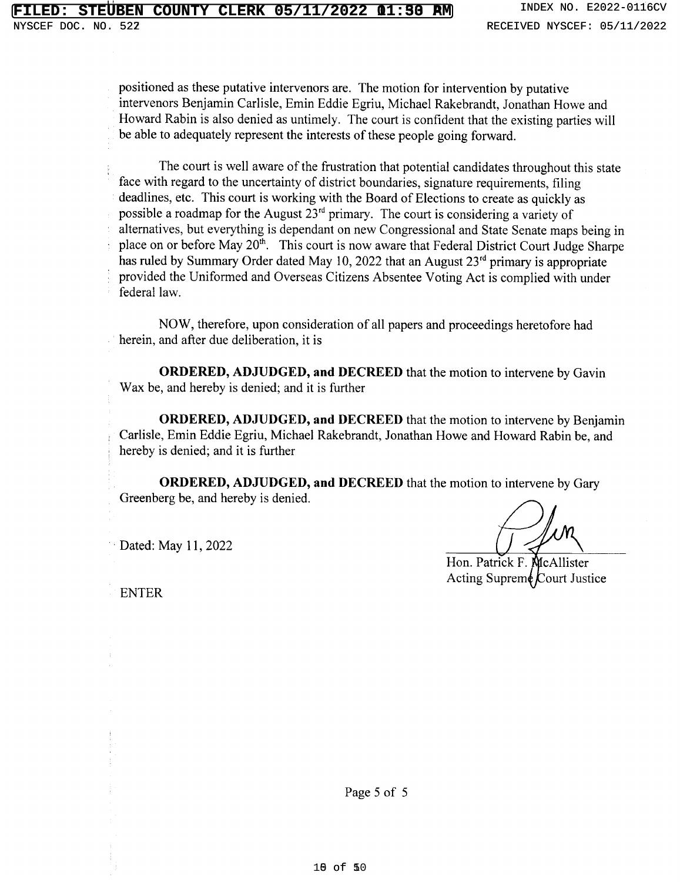positioned as these putative intervenors are. The motion for intervention by putative intervenors Benjamin Carlisle, Emin Eddie Egriu, Michael Rakebrandt, Jonathan Howe and Howard Rabin is also denied as untimely. The court is confident that the existing parties will be able to adequately represent the interests of these people going forward.

The court is well aware of the frustration that potential candidates throughout this state face with regard to the uncertainty of district boundaries, signature requirements, filing deadlines, etc. This court is working with the Board of Elections to create as quickly as possible a roadmap for the August 23rd primary. The court is considering a variety of alternatives, but everything is dependant on new Congressional and State Senate maps being in place on or before May 20th. This court is now aware that Federal District Court Judge Sharpe has ruled by Summary Order dated May 10, 2022 that an August 23rd primary is appropriate provided the Uniformed and Overseas Citizens Absentee Voting Act is complied with under federal law.

NOW, therefore, upon consideration of all papers and proceedings heretofore had herein, and after due deliberation, it is

**ORDERED, ADJUDGED, and DECREED** that the motion to intervene by Gavin Wax be, and hereby is denied; and it is further

**ORDERED, ADJUDGED, and DECREED** that the motion to intervene by Benjamin Carlisle, Emin Eddie Egriu, Michael Rakebrandt, Jonathan Howe and Howard Rabin be, and hereby is denied; and it is further

**ORDERED, ADJUDGED, and DECREED** that the motion to intervene by Gary Greenberg be, and hereby is denied.

Dated: May 11, 2022

Hon. Patrick F. McAllister
Acting Supreme Court Justice

ENTER